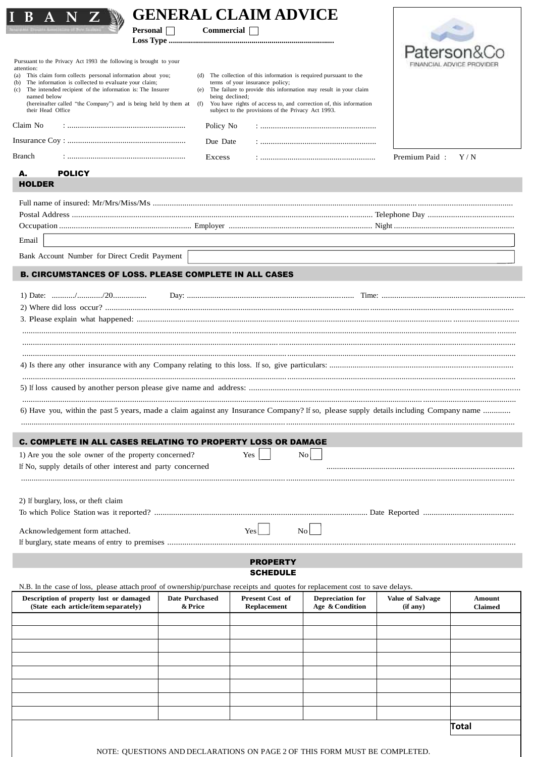IBANZ

# GENERAL CLAIM ADVICE

**Personal** ☐ **Commercial** ☐

**Loss Type** ..................................................................................

Paterson&Co
FINANCIAL ADVICE PROVIDER

Pursuant to the Privacy Act 1993 the following is brought to your attention:

(a) This claim form collects personal information about you;
(b) The information is collected to evaluate your claim;
(c) The intended recipient of the information is: The Insurer named below (hereinafter called "the Company") and is being held by them at their Head Office
(d) The collection of this information is required pursuant to the terms of your insurance policy;
(e) The failure to provide this information may result in your claim being declined;
(f) You have rights of access to, and correction of, this information subject to the provisions of the Privacy Act 1993.

Claim No : ........................................................ Policy No : .......................................................

Insurance Coy : ........................................................ Due Date : .......................................................

Branch : ........................................................ Excess : ....................................................... Premium Paid : Y / N

## A. POLICY HOLDER

Full name of insured: Mr/Mrs/Miss/Ms ..............................................................................................................................................................

Postal Address ............................................................................................................................ Telephone Day .........................................

Occupation ............................................................... Employer .................................................................... Night ..........................................................

Email

Bank Account Number for Direct Credit Payment

## B. CIRCUMSTANCES OF LOSS. PLEASE COMPLETE IN ALL CASES

1) Date: .........../............/20................ Day: ............................................................................... Time: ...................................................................

2) Where did loss occur? ..............................................................................................................................................................................................

3. Please explain what happened: ..............................................................................................................................................................................

...........................................................................................................................................................................................................................................

...........................................................................................................................................................................................................................................

...........................................................................................................................................................................................................................................

4) Is there any other insurance with any Company relating to this loss. If so, give particulars: .....................................................................................

...........................................................................................................................................................................................................................................

5) If loss caused by another person please give name and address: .............................................................................................................................

...........................................................................................................................................................................................................................................

6) Have you, within the past 5 years, made a claim against any Insurance Company? If so, please supply details including Company name .............

...........................................................................................................................................................................................................................................

## C. COMPLETE IN ALL CASES RELATING TO PROPERTY LOSS OR DAMAGE

1) Are you the sole owner of the property concerned? Yes ☐ No ☐

If No, supply details of other interest and party concerned ........................................................................................

...........................................................................................................................................................................................................................................

2) If burglary, loss, or theft claim

To which Police Station was it reported? ..................................................................................................... Date Reported ..........................................

Acknowledgement form attached. Yes ☐ No ☐

If burglary, state means of entry to premises ..............................................................................................................................................................

## PROPERTY SCHEDULE

N.B. In the case of loss, please attach proof of ownership/purchase receipts and quotes for replacement cost to save delays.

| Description of property lost or damaged (State each article/item separately) | Date Purchased & Price | Present Cost of Replacement | Depreciation for Age & Condition | Value of Salvage (if any) | Amount Claimed |
|---|---|---|---|---|---|
| | | | | | |
| | | | | | |
| | | | | | |
| | | | | | |
| | | | | | |
| | | | | | |
| | | | | | |
| | | | | | |
| | | | | | **Total** |

NOTE: QUESTIONS AND DECLARATIONS ON PAGE 2 OF THIS FORM MUST BE COMPLETED.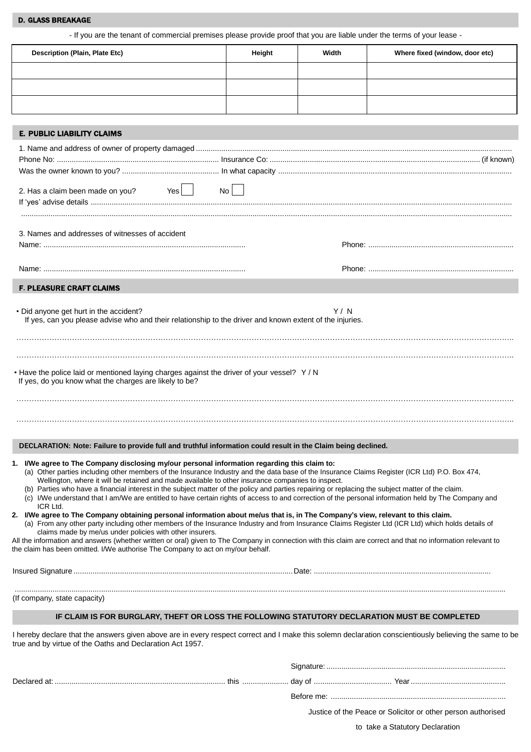### D. GLASS BREAKAGE

- If you are the tenant of commercial premises please provide proof that you are liable under the terms of your lease -

| Description (Plain, Plate Etc) | Height | Width | Where fixed (window, door etc) |
|---|---|---|---|
| | | | |
| | | | |
| | | | |

### E. PUBLIC LIABILITY CLAIMS

1. Name and address of owner of property damaged ..........................................................................................................

Phone No: .................................................................... Insurance Co: ........................................................................................ (if known)

Was the owner known to you? ............................................ In what capacity ..........................................................................................

2. Has a claim been made on you? Yes ☐ No ☐

If 'yes' advise details ..........................................................................................................................................................................

..........................................................................................................................................................................................................

3. Names and addresses of witnesses of accident

Name: ................................................................................................ Phone: ....................................................................

Name: ................................................................................................ Phone: ....................................................................

### F. PLEASURE CRAFT CLAIMS

- Did anyone get hurt in the accident? Y / N
  If yes, can you please advise who and their relationship to the driver and known extent of the injuries.

..........................................................................................................................................................................................................

..........................................................................................................................................................................................................

- Have the police laid or mentioned laying charges against the driver of your vessel? Y / N
  If yes, do you know what the charges are likely to be?

..........................................................................................................................................................................................................

..........................................................................................................................................................................................................

**DECLARATION: Note: Failure to provide full and truthful information could result in the Claim being declined.**

1. **I/We agree to The Company disclosing my/our personal information regarding this claim to:**
   (a) Other parties including other members of the Insurance Industry and the data base of the Insurance Claims Register (ICR Ltd) P.O. Box 474, Wellington, where it will be retained and made available to other insurance companies to inspect.
   (b) Parties who have a financial interest in the subject matter of the policy and parties repairing or replacing the subject matter of the claim.
   (c) I/We understand that I am/We are entitled to have certain rights of access to and correction of the personal information held by The Company and ICR Ltd.
2. **I/We agree to The Company obtaining personal information about me/us that is, in The Company's view, relevant to this claim.**
   (a) From any other party including other members of the Insurance Industry and from Insurance Claims Register Ltd (ICR Ltd) which holds details of claims made by me/us under policies with other insurers.

All the information and answers (whether written or oral) given to The Company in connection with this claim are correct and that no information relevant to the claim has been omitted. I/We authorise The Company to act on my/our behalf.

Insured Signature ........................................................................................................ Date: ....................................................................................

..........................................................................................................................................................................................................

(If company, state capacity)

**IF CLAIM IS FOR BURGLARY, THEFT OR LOSS THE FOLLOWING STATUTORY DECLARATION MUST BE COMPLETED**

I hereby declare that the answers given above are in every respect correct and I make this solemn declaration conscientiously believing the same to be true and by virtue of the Oaths and Declaration Act 1957.

Signature: ....................................................................................

Declared at: ................................................................................ this ...................... day of ..................................... Year ............................................

Before me: ..................................................................................

Justice of the Peace or Solicitor or other person authorised to take a Statutory Declaration